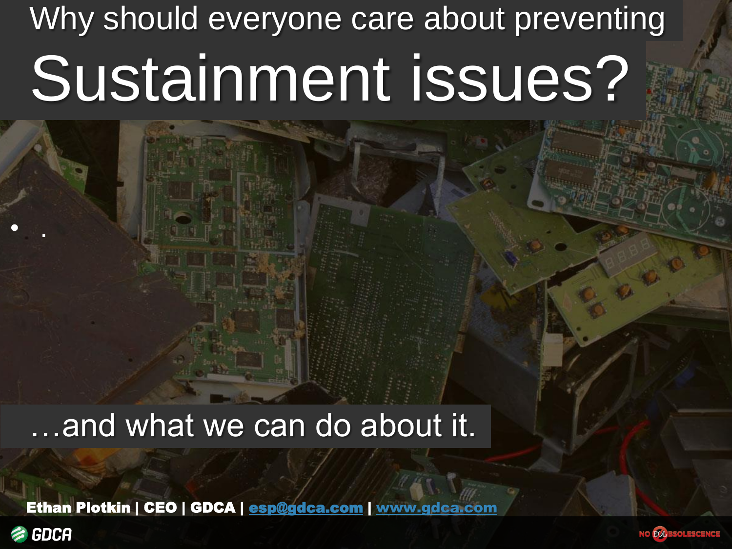# Why should everyone care about preventing Sustainment issues?

- .

…and what we can do about it.

**Ethan Plotkin | CEO | GDCA | esp@gdca.com | www.gdca.com**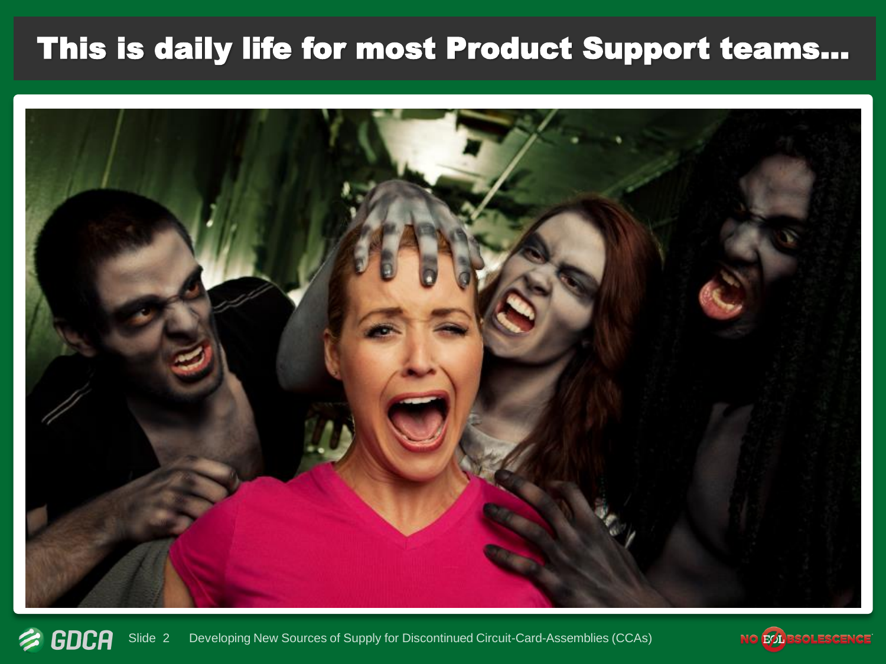# This is daily life for most Product Support teams...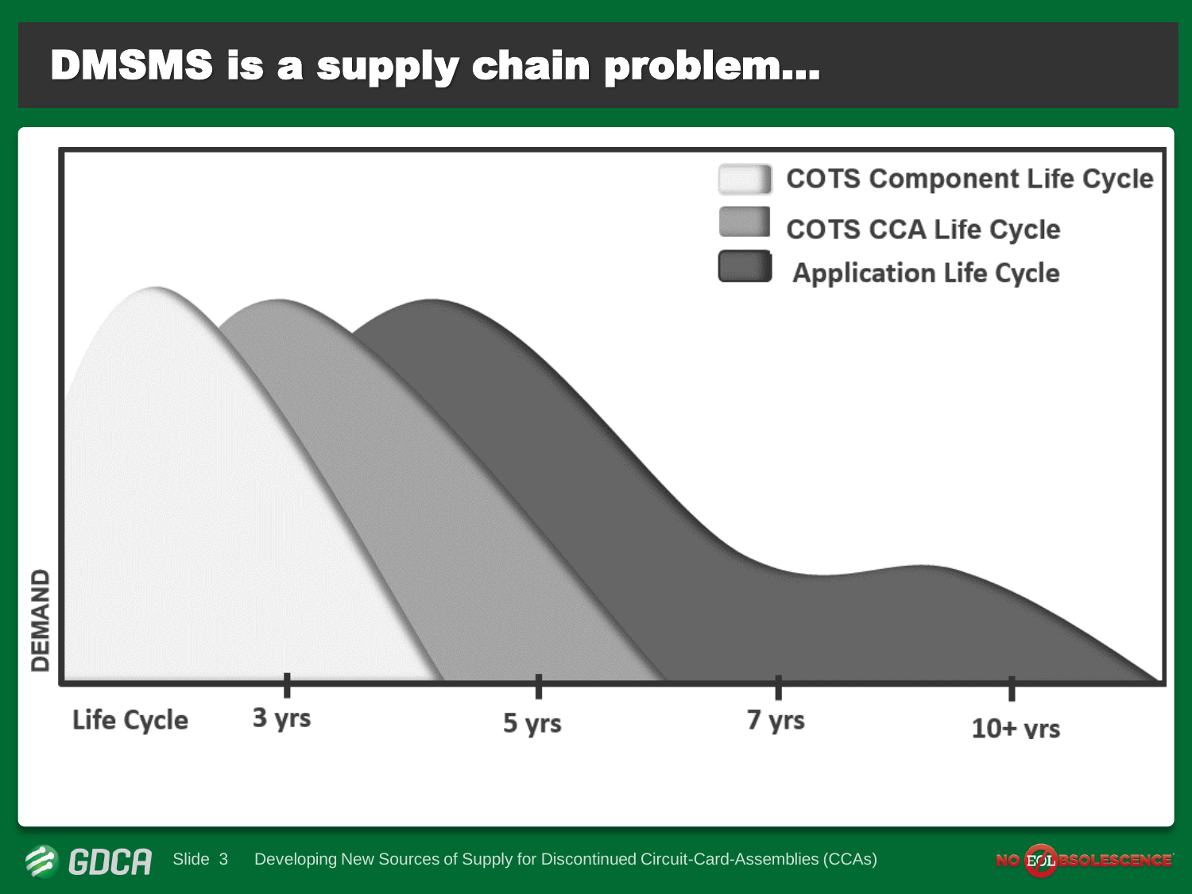# DMSMS is a supply chain problem…

- COTS Component Life Cycle
- COTS CCA Life Cycle
- Application Life Cycle

DEMAND

Life Cycle | 3 yrs | 5 yrs | 7 yrs | 10+ yrs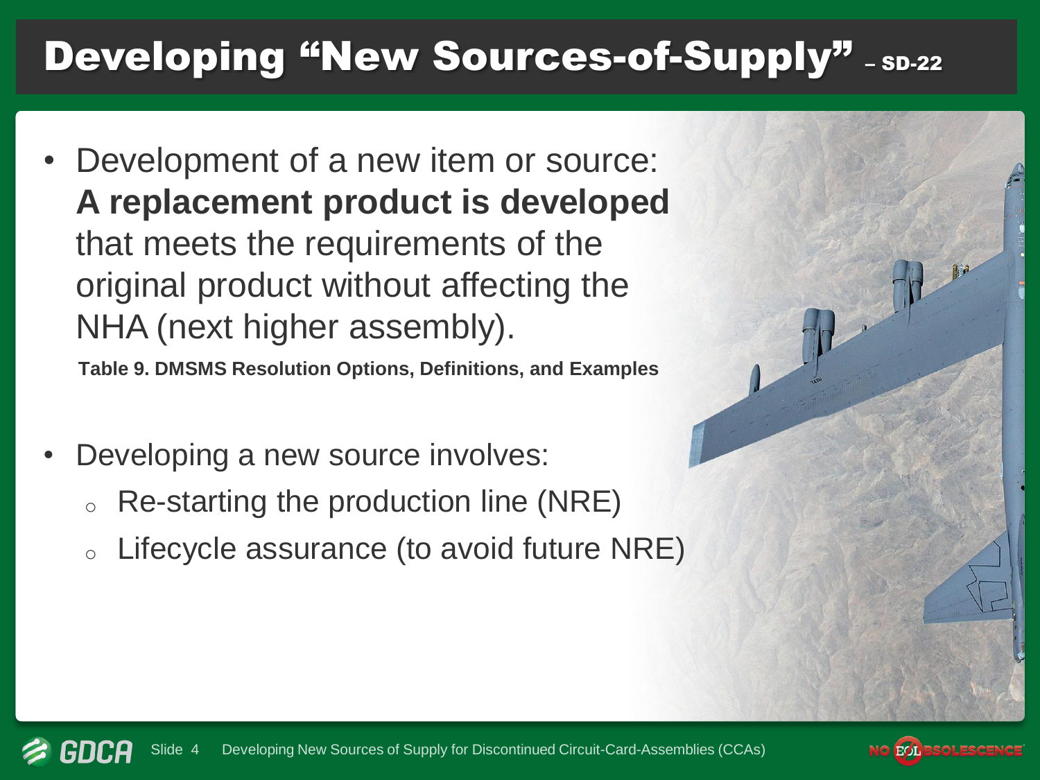# Developing "New Sources-of-Supply" – SD-22

- Development of a new item or source: **A replacement product is developed** that meets the requirements of the original product without affecting the NHA (next higher assembly).

  **Table 9. DMSMS Resolution Options, Definitions, and Examples**

- Developing a new source involves:
  - Re-starting the production line (NRE)
  - Lifecycle assurance (to avoid future NRE)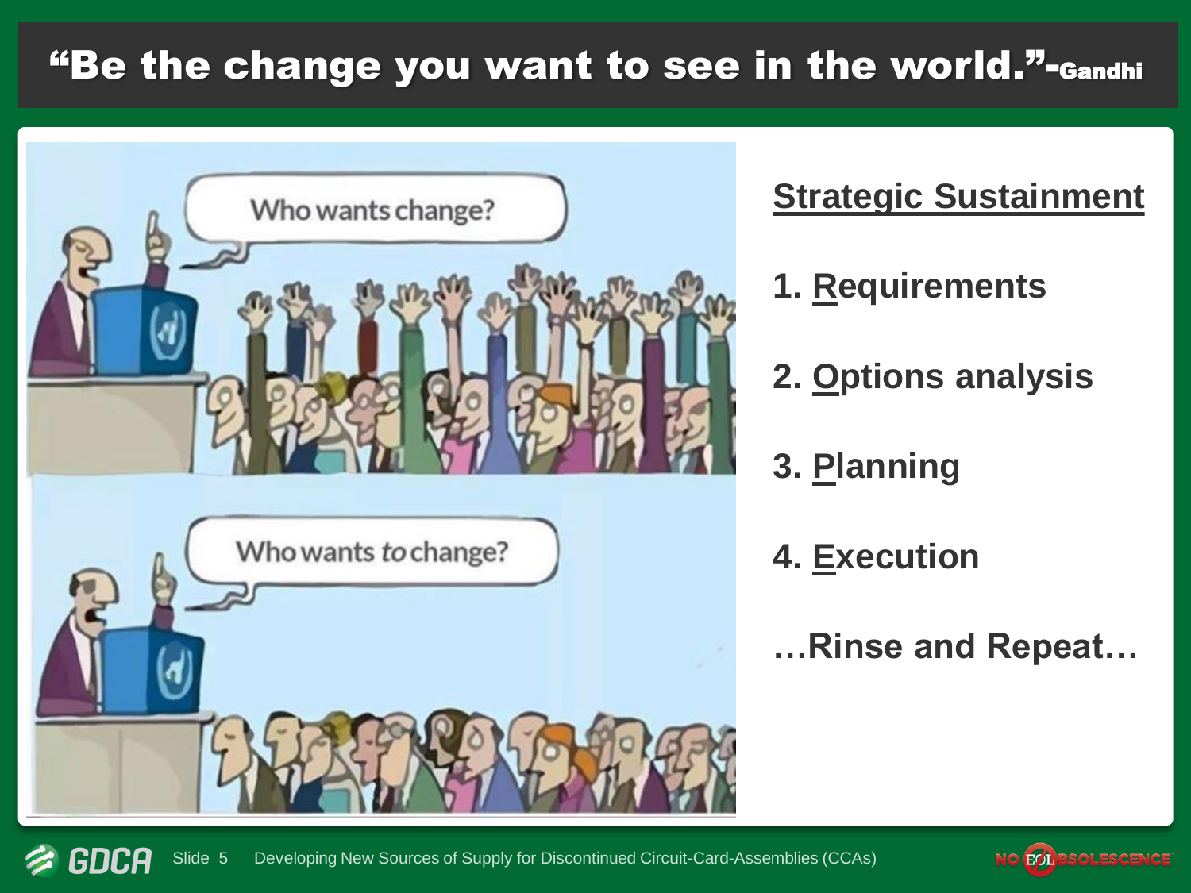# "Be the change you want to see in the world."-Gandhi

Who wants change?

Who wants *to* change?

**Strategic Sustainment**

1. **Requirements**
2. **Options analysis**
3. **Planning**
4. **Execution**

**…Rinse and Repeat…**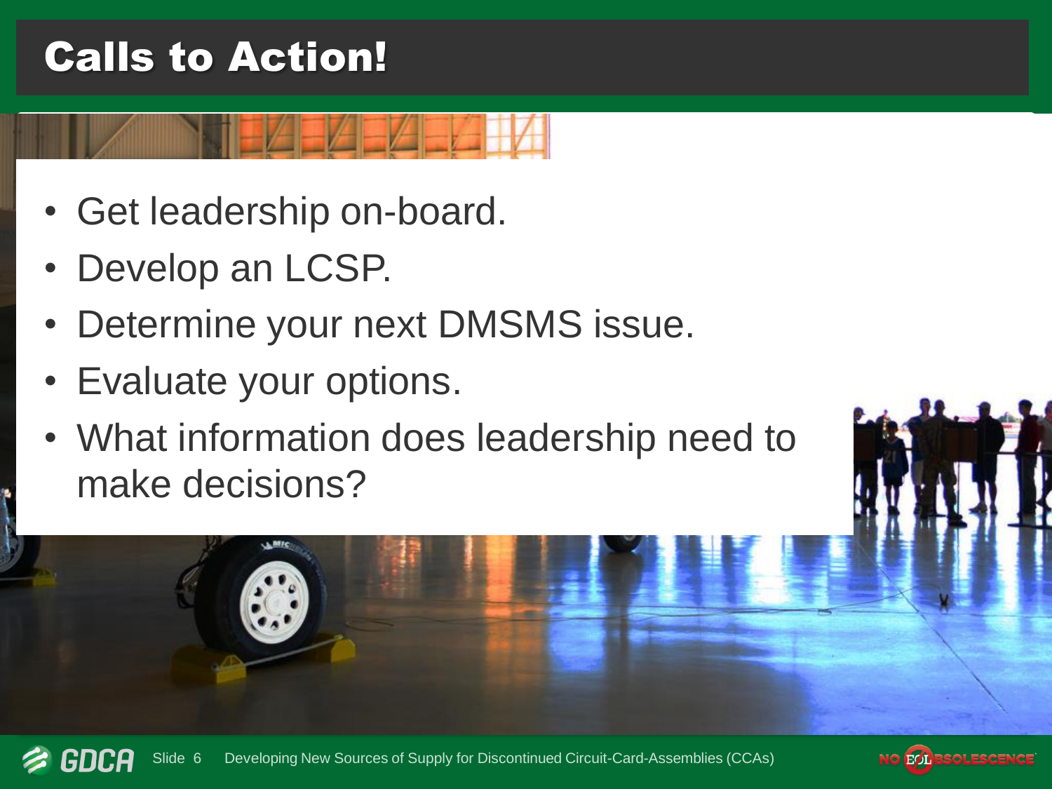# Calls to Action!

- Get leadership on-board.
- Develop an LCSP.
- Determine your next DMSMS issue.
- Evaluate your options.
- What information does leadership need to make decisions?